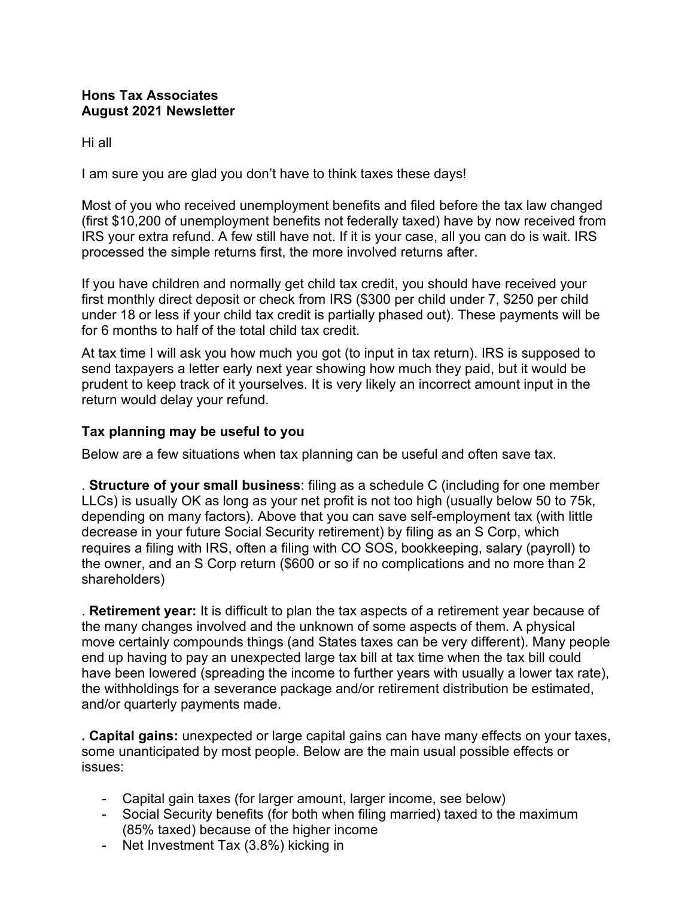**Hons Tax Associates**
**August 2021 Newsletter**

Hi all

I am sure you are glad you don't have to think taxes these days!

Most of you who received unemployment benefits and filed before the tax law changed (first $10,200 of unemployment benefits not federally taxed) have by now received from IRS your extra refund. A few still have not. If it is your case, all you can do is wait. IRS processed the simple returns first, the more involved returns after.

If you have children and normally get child tax credit, you should have received your first monthly direct deposit or check from IRS ($300 per child under 7, $250 per child under 18 or less if your child tax credit is partially phased out). These payments will be for 6 months to half of the total child tax credit.

At tax time I will ask you how much you got (to input in tax return). IRS is supposed to send taxpayers a letter early next year showing how much they paid, but it would be prudent to keep track of it yourselves. It is very likely an incorrect amount input in the return would delay your refund.

### Tax planning may be useful to you

Below are a few situations when tax planning can be useful and often save tax.

. **Structure of your small business**: filing as a schedule C (including for one member LLCs) is usually OK as long as your net profit is not too high (usually below 50 to 75k, depending on many factors). Above that you can save self-employment tax (with little decrease in your future Social Security retirement) by filing as an S Corp, which requires a filing with IRS, often a filing with CO SOS, bookkeeping, salary (payroll) to the owner, and an S Corp return ($600 or so if no complications and no more than 2 shareholders)

. **Retirement year:** It is difficult to plan the tax aspects of a retirement year because of the many changes involved and the unknown of some aspects of them. A physical move certainly compounds things (and States taxes can be very different). Many people end up having to pay an unexpected large tax bill at tax time when the tax bill could have been lowered (spreading the income to further years with usually a lower tax rate), the withholdings for a severance package and/or retirement distribution be estimated, and/or quarterly payments made.

**. Capital gains:** unexpected or large capital gains can have many effects on your taxes, some unanticipated by most people. Below are the main usual possible effects or issues:

- Capital gain taxes (for larger amount, larger income, see below)
- Social Security benefits (for both when filing married) taxed to the maximum (85% taxed) because of the higher income
- Net Investment Tax (3.8%) kicking in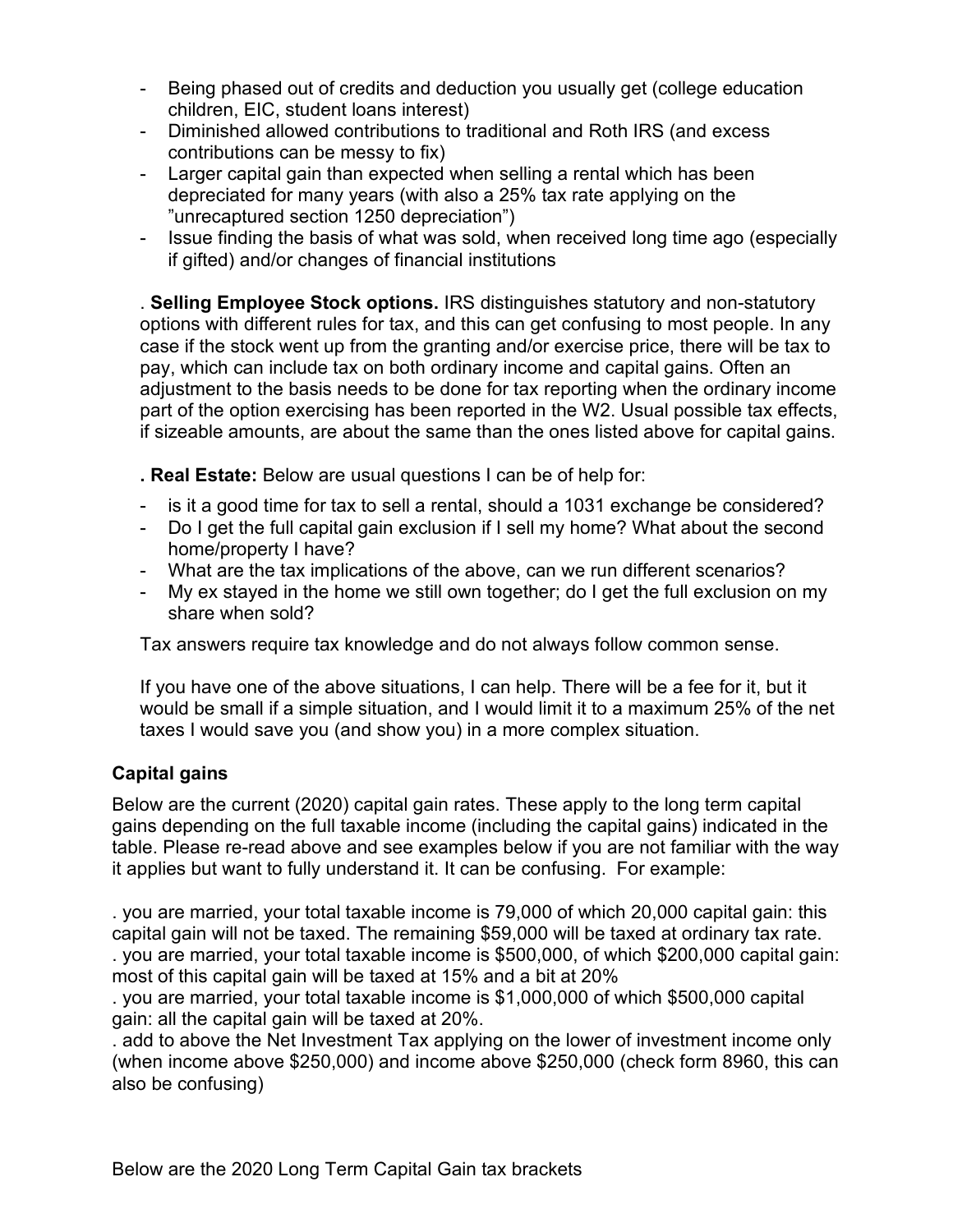- Being phased out of credits and deduction you usually get (college education children, EIC, student loans interest)
- Diminished allowed contributions to traditional and Roth IRS (and excess contributions can be messy to fix)
- Larger capital gain than expected when selling a rental which has been depreciated for many years (with also a 25% tax rate applying on the "unrecaptured section 1250 depreciation")
- Issue finding the basis of what was sold, when received long time ago (especially if gifted) and/or changes of financial institutions

. **Selling Employee Stock options.** IRS distinguishes statutory and non-statutory options with different rules for tax, and this can get confusing to most people. In any case if the stock went up from the granting and/or exercise price, there will be tax to pay, which can include tax on both ordinary income and capital gains. Often an adjustment to the basis needs to be done for tax reporting when the ordinary income part of the option exercising has been reported in the W2. Usual possible tax effects, if sizeable amounts, are about the same than the ones listed above for capital gains.

**. Real Estate:** Below are usual questions I can be of help for:

- is it a good time for tax to sell a rental, should a 1031 exchange be considered?
- Do I get the full capital gain exclusion if I sell my home? What about the second home/property I have?
- What are the tax implications of the above, can we run different scenarios?
- My ex stayed in the home we still own together; do I get the full exclusion on my share when sold?

Tax answers require tax knowledge and do not always follow common sense.

If you have one of the above situations, I can help. There will be a fee for it, but it would be small if a simple situation, and I would limit it to a maximum 25% of the net taxes I would save you (and show you) in a more complex situation.

### Capital gains

Below are the current (2020) capital gain rates. These apply to the long term capital gains depending on the full taxable income (including the capital gains) indicated in the table. Please re-read above and see examples below if you are not familiar with the way it applies but want to fully understand it. It can be confusing. For example:

. you are married, your total taxable income is 79,000 of which 20,000 capital gain: this capital gain will not be taxed. The remaining $59,000 will be taxed at ordinary tax rate.
. you are married, your total taxable income is $500,000, of which $200,000 capital gain: most of this capital gain will be taxed at 15% and a bit at 20%
. you are married, your total taxable income is $1,000,000 of which $500,000 capital gain: all the capital gain will be taxed at 20%.
. add to above the Net Investment Tax applying on the lower of investment income only (when income above $250,000) and income above $250,000 (check form 8960, this can also be confusing)

Below are the 2020 Long Term Capital Gain tax brackets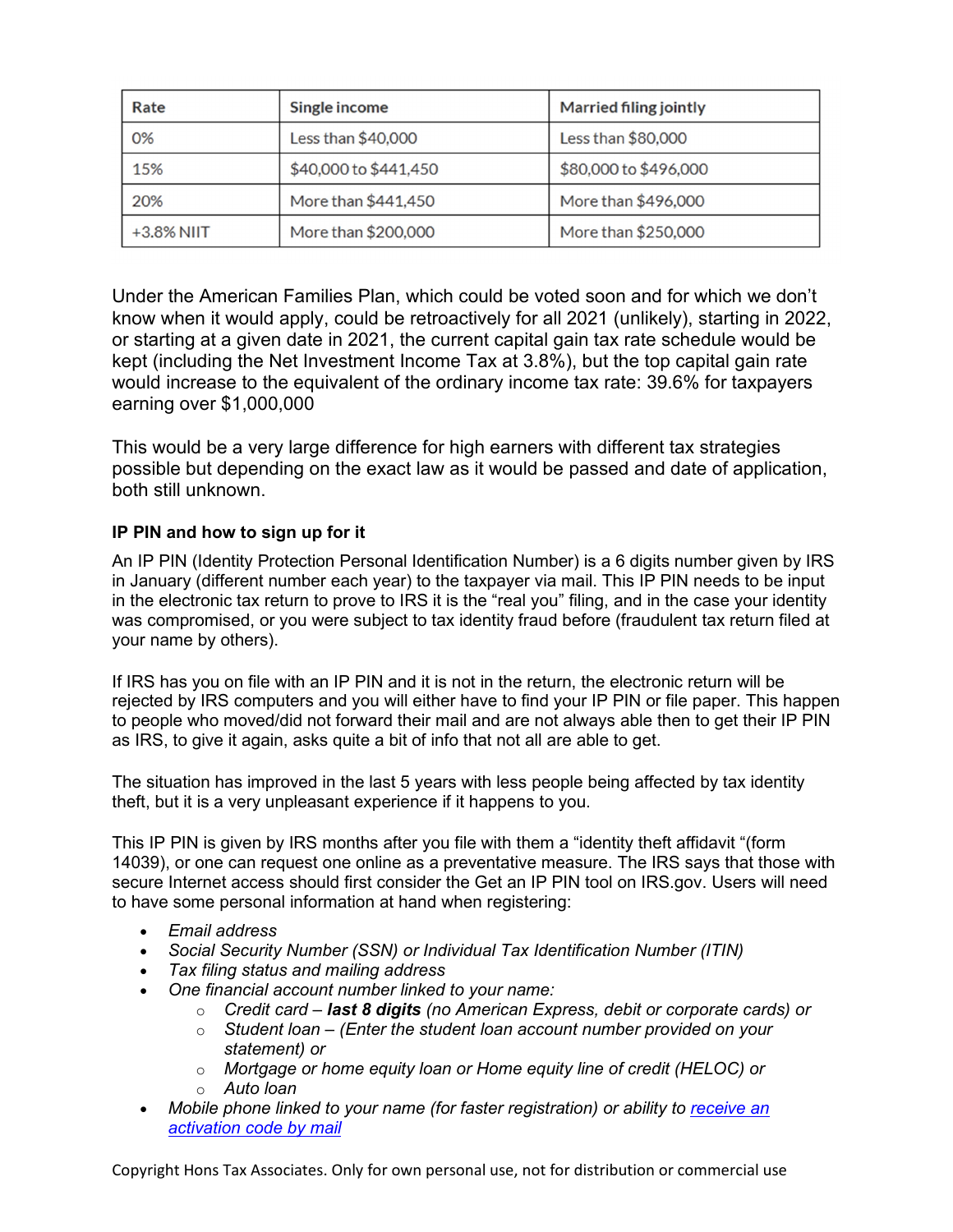| Rate | Single income | Married filing jointly |
| --- | --- | --- |
| 0% | Less than $40,000 | Less than $80,000 |
| 15% | $40,000 to $441,450 | $80,000 to $496,000 |
| 20% | More than $441,450 | More than $496,000 |
| +3.8% NIIT | More than $200,000 | More than $250,000 |

Under the American Families Plan, which could be voted soon and for which we don't know when it would apply, could be retroactively for all 2021 (unlikely), starting in 2022, or starting at a given date in 2021, the current capital gain tax rate schedule would be kept (including the Net Investment Income Tax at 3.8%), but the top capital gain rate would increase to the equivalent of the ordinary income tax rate: 39.6% for taxpayers earning over $1,000,000

This would be a very large difference for high earners with different tax strategies possible but depending on the exact law as it would be passed and date of application, both still unknown.

**IP PIN and how to sign up for it**

An IP PIN (Identity Protection Personal Identification Number) is a 6 digits number given by IRS in January (different number each year) to the taxpayer via mail. This IP PIN needs to be input in the electronic tax return to prove to IRS it is the "real you" filing, and in the case your identity was compromised, or you were subject to tax identity fraud before (fraudulent tax return filed at your name by others).

If IRS has you on file with an IP PIN and it is not in the return, the electronic return will be rejected by IRS computers and you will either have to find your IP PIN or file paper. This happen to people who moved/did not forward their mail and are not always able then to get their IP PIN as IRS, to give it again, asks quite a bit of info that not all are able to get.

The situation has improved in the last 5 years with less people being affected by tax identity theft, but it is a very unpleasant experience if it happens to you.

This IP PIN is given by IRS months after you file with them a "identity theft affidavit "(form 14039), or one can request one online as a preventative measure. The IRS says that those with secure Internet access should first consider the Get an IP PIN tool on IRS.gov. Users will need to have some personal information at hand when registering:

- *Email address*
- *Social Security Number (SSN) or Individual Tax Identification Number (ITIN)*
- *Tax filing status and mailing address*
- *One financial account number linked to your name:*
  - *Credit card –* ***last 8 digits*** *(no American Express, debit or corporate cards) or*
  - *Student loan – (Enter the student loan account number provided on your statement) or*
  - *Mortgage or home equity loan or Home equity line of credit (HELOC) or*
  - *Auto loan*
- *Mobile phone linked to your name (for faster registration) or ability to [receive an activation code by mail]*

Copyright Hons Tax Associates. Only for own personal use, not for distribution or commercial use